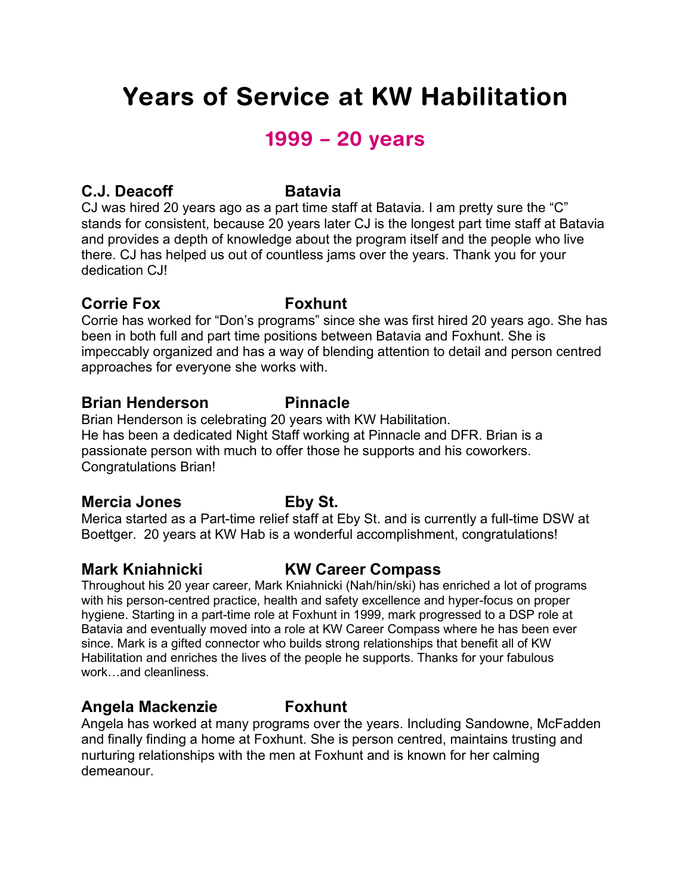# Years of Service at KW Habilitation

## 1999 – 20 years

**C.J. Deacoff** **Batavia**

CJ was hired 20 years ago as a part time staff at Batavia. I am pretty sure the "C" stands for consistent, because 20 years later CJ is the longest part time staff at Batavia and provides a depth of knowledge about the program itself and the people who live there. CJ has helped us out of countless jams over the years. Thank you for your dedication CJ!

**Corrie Fox** **Foxhunt**

Corrie has worked for "Don's programs" since she was first hired 20 years ago. She has been in both full and part time positions between Batavia and Foxhunt. She is impeccably organized and has a way of blending attention to detail and person centred approaches for everyone she works with.

**Brian Henderson** **Pinnacle**

Brian Henderson is celebrating 20 years with KW Habilitation. He has been a dedicated Night Staff working at Pinnacle and DFR. Brian is a passionate person with much to offer those he supports and his coworkers. Congratulations Brian!

**Mercia Jones** **Eby St.**

Merica started as a Part-time relief staff at Eby St. and is currently a full-time DSW at Boettger. 20 years at KW Hab is a wonderful accomplishment, congratulations!

**Mark Kniahnicki** **KW Career Compass**

Throughout his 20 year career, Mark Kniahnicki (Nah/hin/ski) has enriched a lot of programs with his person-centred practice, health and safety excellence and hyper-focus on proper hygiene. Starting in a part-time role at Foxhunt in 1999, mark progressed to a DSP role at Batavia and eventually moved into a role at KW Career Compass where he has been ever since. Mark is a gifted connector who builds strong relationships that benefit all of KW Habilitation and enriches the lives of the people he supports. Thanks for your fabulous work…and cleanliness.

**Angela Mackenzie** **Foxhunt**

Angela has worked at many programs over the years. Including Sandowne, McFadden and finally finding a home at Foxhunt. She is person centred, maintains trusting and nurturing relationships with the men at Foxhunt and is known for her calming demeanour.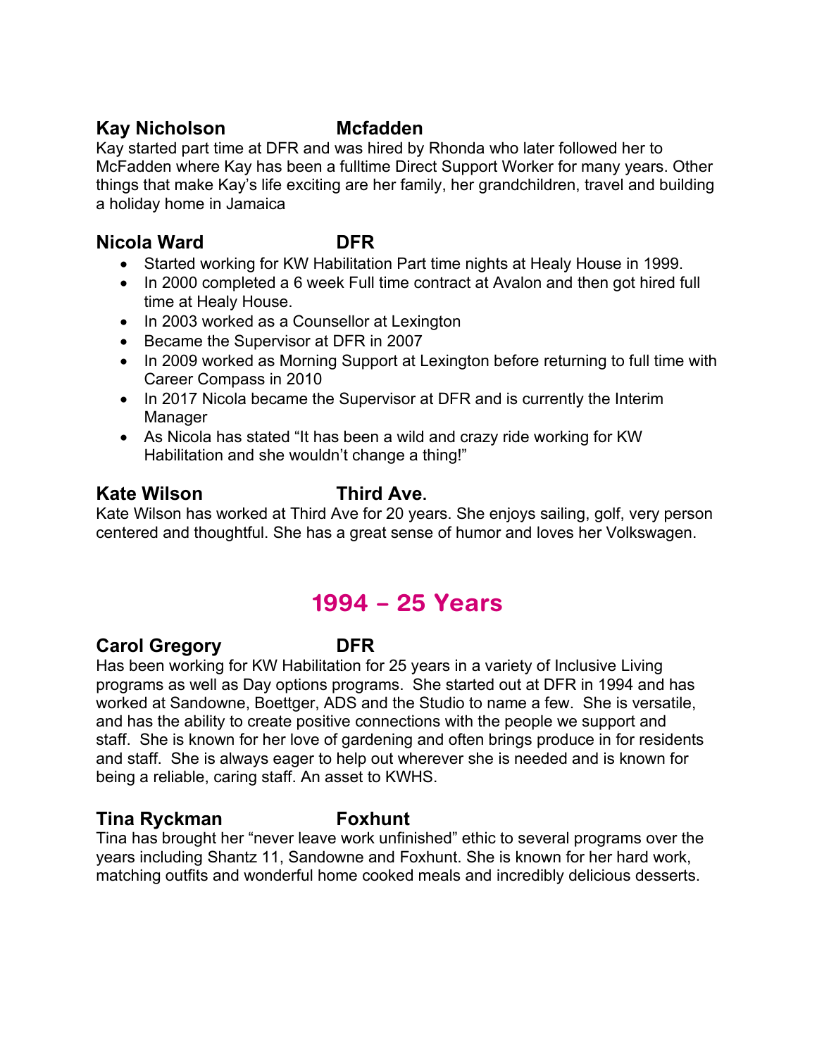**Kay Nicholson Mcfadden**

Kay started part time at DFR and was hired by Rhonda who later followed her to McFadden where Kay has been a fulltime Direct Support Worker for many years. Other things that make Kay's life exciting are her family, her grandchildren, travel and building a holiday home in Jamaica

**Nicola Ward DFR**

- Started working for KW Habilitation Part time nights at Healy House in 1999.
- In 2000 completed a 6 week Full time contract at Avalon and then got hired full time at Healy House.
- In 2003 worked as a Counsellor at Lexington
- Became the Supervisor at DFR in 2007
- In 2009 worked as Morning Support at Lexington before returning to full time with Career Compass in 2010
- In 2017 Nicola became the Supervisor at DFR and is currently the Interim Manager
- As Nicola has stated "It has been a wild and crazy ride working for KW Habilitation and she wouldn't change a thing!"

**Kate Wilson Third Ave.**

Kate Wilson has worked at Third Ave for 20 years. She enjoys sailing, golf, very person centered and thoughtful. She has a great sense of humor and loves her Volkswagen.

## 1994 – 25 Years

**Carol Gregory DFR**

Has been working for KW Habilitation for 25 years in a variety of Inclusive Living programs as well as Day options programs. She started out at DFR in 1994 and has worked at Sandowne, Boettger, ADS and the Studio to name a few. She is versatile, and has the ability to create positive connections with the people we support and staff. She is known for her love of gardening and often brings produce in for residents and staff. She is always eager to help out wherever she is needed and is known for being a reliable, caring staff. An asset to KWHS.

**Tina Ryckman Foxhunt**

Tina has brought her "never leave work unfinished" ethic to several programs over the years including Shantz 11, Sandowne and Foxhunt. She is known for her hard work, matching outfits and wonderful home cooked meals and incredibly delicious desserts.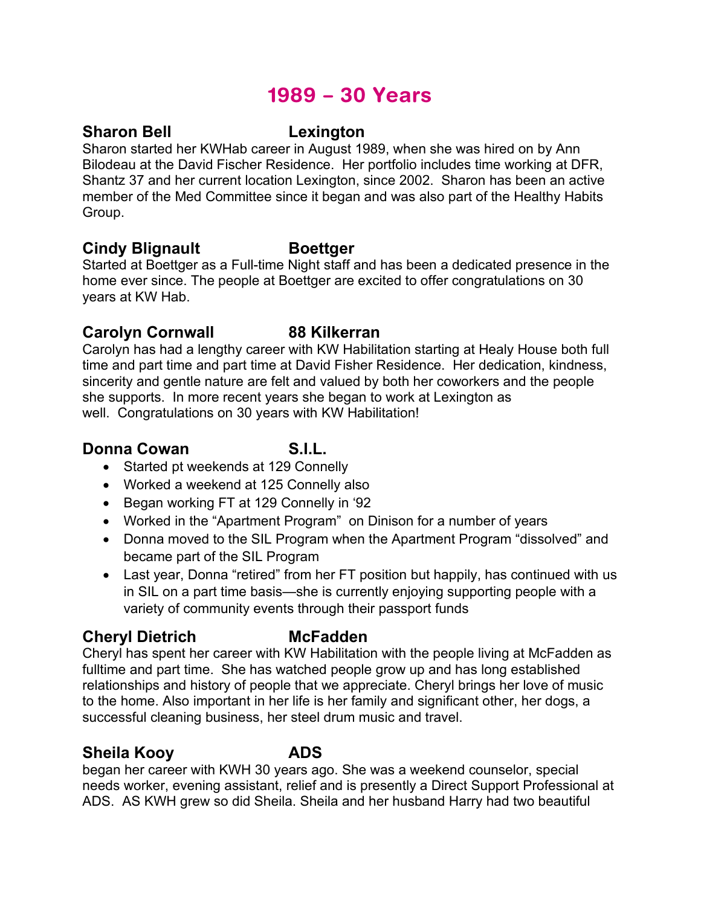# 1989 – 30 Years

**Sharon Bell** **Lexington**

Sharon started her KWHab career in August 1989, when she was hired on by Ann Bilodeau at the David Fischer Residence. Her portfolio includes time working at DFR, Shantz 37 and her current location Lexington, since 2002. Sharon has been an active member of the Med Committee since it began and was also part of the Healthy Habits Group.

**Cindy Blignault** **Boettger**

Started at Boettger as a Full-time Night staff and has been a dedicated presence in the home ever since. The people at Boettger are excited to offer congratulations on 30 years at KW Hab.

**Carolyn Cornwall** **88 Kilkerran**

Carolyn has had a lengthy career with KW Habilitation starting at Healy House both full time and part time and part time at David Fisher Residence. Her dedication, kindness, sincerity and gentle nature are felt and valued by both her coworkers and the people she supports. In more recent years she began to work at Lexington as well. Congratulations on 30 years with KW Habilitation!

**Donna Cowan** **S.I.L.**

- Started pt weekends at 129 Connelly
- Worked a weekend at 125 Connelly also
- Began working FT at 129 Connelly in '92
- Worked in the "Apartment Program" on Dinison for a number of years
- Donna moved to the SIL Program when the Apartment Program "dissolved" and became part of the SIL Program
- Last year, Donna "retired" from her FT position but happily, has continued with us in SIL on a part time basis—she is currently enjoying supporting people with a variety of community events through their passport funds

**Cheryl Dietrich** **McFadden**

Cheryl has spent her career with KW Habilitation with the people living at McFadden as fulltime and part time. She has watched people grow up and has long established relationships and history of people that we appreciate. Cheryl brings her love of music to the home. Also important in her life is her family and significant other, her dogs, a successful cleaning business, her steel drum music and travel.

**Sheila Kooy** **ADS**

began her career with KWH 30 years ago. She was a weekend counselor, special needs worker, evening assistant, relief and is presently a Direct Support Professional at ADS. AS KWH grew so did Sheila. Sheila and her husband Harry had two beautiful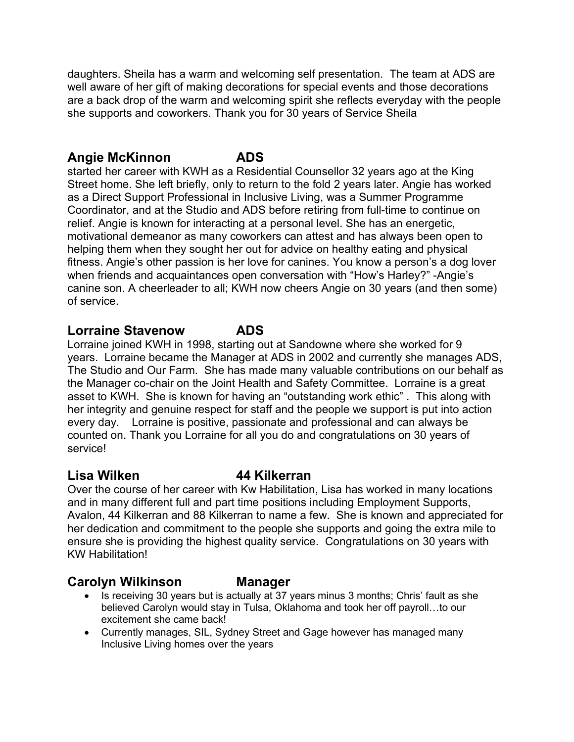daughters. Sheila has a warm and welcoming self presentation. The team at ADS are well aware of her gift of making decorations for special events and those decorations are a back drop of the warm and welcoming spirit she reflects everyday with the people she supports and coworkers. Thank you for 30 years of Service Sheila

## Angie McKinnon ADS

started her career with KWH as a Residential Counsellor 32 years ago at the King Street home. She left briefly, only to return to the fold 2 years later. Angie has worked as a Direct Support Professional in Inclusive Living, was a Summer Programme Coordinator, and at the Studio and ADS before retiring from full-time to continue on relief. Angie is known for interacting at a personal level. She has an energetic, motivational demeanor as many coworkers can attest and has always been open to helping them when they sought her out for advice on healthy eating and physical fitness. Angie's other passion is her love for canines. You know a person's a dog lover when friends and acquaintances open conversation with "How's Harley?" -Angie's canine son. A cheerleader to all; KWH now cheers Angie on 30 years (and then some) of service.

## Lorraine Stavenow ADS

Lorraine joined KWH in 1998, starting out at Sandowne where she worked for 9 years. Lorraine became the Manager at ADS in 2002 and currently she manages ADS, The Studio and Our Farm. She has made many valuable contributions on our behalf as the Manager co-chair on the Joint Health and Safety Committee. Lorraine is a great asset to KWH. She is known for having an "outstanding work ethic" . This along with her integrity and genuine respect for staff and the people we support is put into action every day. Lorraine is positive, passionate and professional and can always be counted on. Thank you Lorraine for all you do and congratulations on 30 years of service!

## Lisa Wilken 44 Kilkerran

Over the course of her career with Kw Habilitation, Lisa has worked in many locations and in many different full and part time positions including Employment Supports, Avalon, 44 Kilkerran and 88 Kilkerran to name a few. She is known and appreciated for her dedication and commitment to the people she supports and going the extra mile to ensure she is providing the highest quality service. Congratulations on 30 years with KW Habilitation!

## Carolyn Wilkinson Manager

- Is receiving 30 years but is actually at 37 years minus 3 months; Chris' fault as she believed Carolyn would stay in Tulsa, Oklahoma and took her off payroll…to our excitement she came back!
- Currently manages, SIL, Sydney Street and Gage however has managed many Inclusive Living homes over the years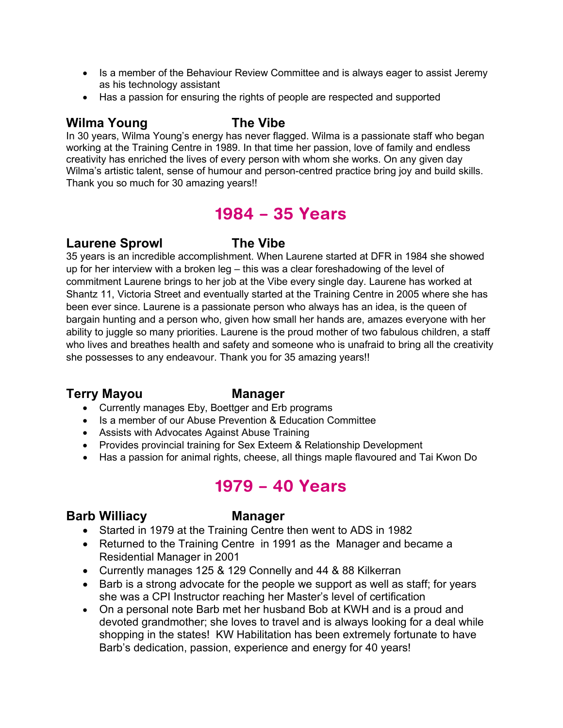- Is a member of the Behaviour Review Committee and is always eager to assist Jeremy as his technology assistant
- Has a passion for ensuring the rights of people are respected and supported

### Wilma Young — The Vibe

In 30 years, Wilma Young's energy has never flagged. Wilma is a passionate staff who began working at the Training Centre in 1989. In that time her passion, love of family and endless creativity has enriched the lives of every person with whom she works. On any given day Wilma's artistic talent, sense of humour and person-centred practice bring joy and build skills. Thank you so much for 30 amazing years!!

## 1984 – 35 Years

### Laurene Sprowl — The Vibe

35 years is an incredible accomplishment. When Laurene started at DFR in 1984 she showed up for her interview with a broken leg – this was a clear foreshadowing of the level of commitment Laurene brings to her job at the Vibe every single day. Laurene has worked at Shantz 11, Victoria Street and eventually started at the Training Centre in 2005 where she has been ever since. Laurene is a passionate person who always has an idea, is the queen of bargain hunting and a person who, given how small her hands are, amazes everyone with her ability to juggle so many priorities. Laurene is the proud mother of two fabulous children, a staff who lives and breathes health and safety and someone who is unafraid to bring all the creativity she possesses to any endeavour. Thank you for 35 amazing years!!

### Terry Mayou — Manager

- Currently manages Eby, Boettger and Erb programs
- Is a member of our Abuse Prevention & Education Committee
- Assists with Advocates Against Abuse Training
- Provides provincial training for Sex Exteem & Relationship Development
- Has a passion for animal rights, cheese, all things maple flavoured and Tai Kwon Do

## 1979 – 40 Years

### Barb Williacy — Manager

- Started in 1979 at the Training Centre then went to ADS in 1982
- Returned to the Training Centre in 1991 as the Manager and became a Residential Manager in 2001
- Currently manages 125 & 129 Connelly and 44 & 88 Kilkerran
- Barb is a strong advocate for the people we support as well as staff; for years she was a CPI Instructor reaching her Master's level of certification
- On a personal note Barb met her husband Bob at KWH and is a proud and devoted grandmother; she loves to travel and is always looking for a deal while shopping in the states! KW Habilitation has been extremely fortunate to have Barb's dedication, passion, experience and energy for 40 years!